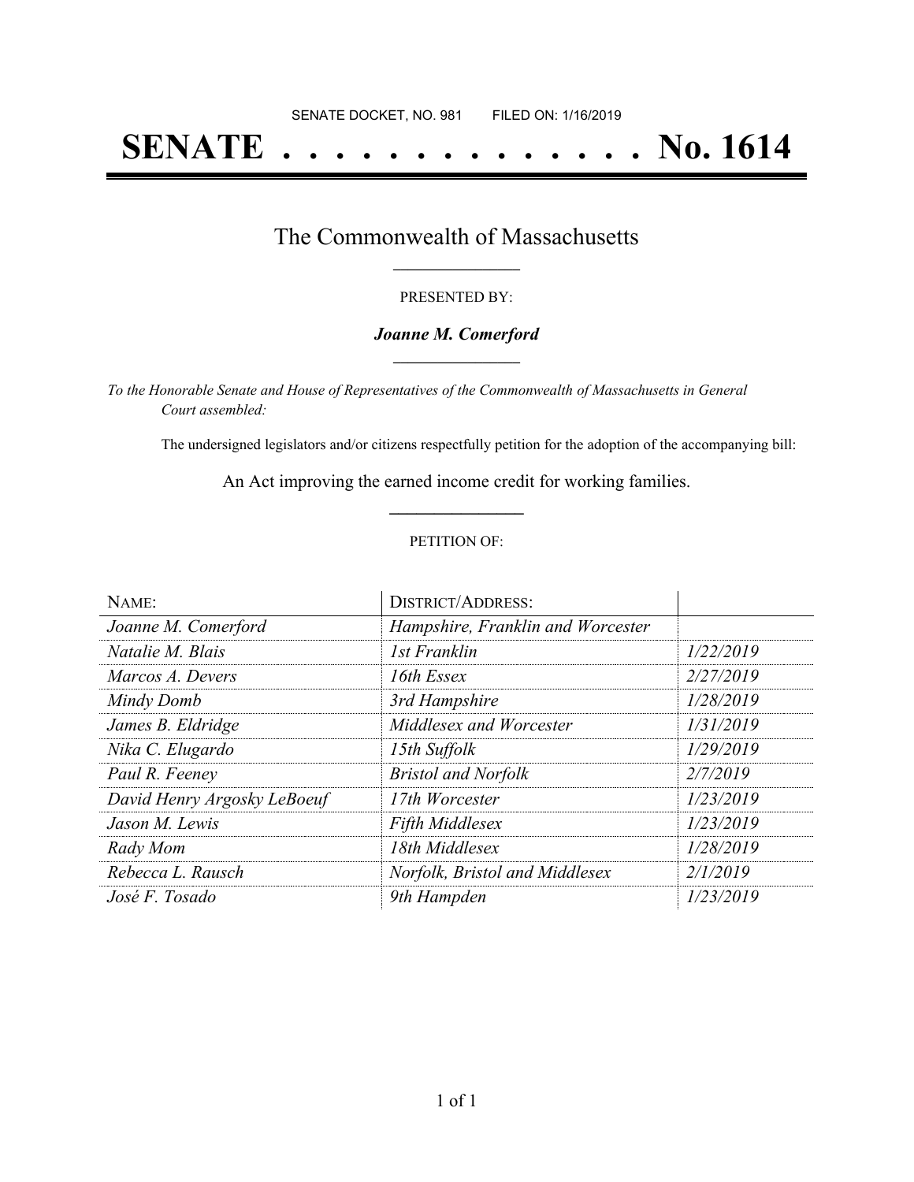SENATE DOCKET, NO. 981        FILED ON: 1/16/2019

# SENATE . . . . . . . . . . . . . . No. 1614

## The Commonwealth of Massachusetts

PRESENTED BY:

***Joanne M. Comerford***

*To the Honorable Senate and House of Representatives of the Commonwealth of Massachusetts in General Court assembled:*

The undersigned legislators and/or citizens respectfully petition for the adoption of the accompanying bill:

An Act improving the earned income credit for working families.

PETITION OF:

| NAME: | DISTRICT/ADDRESS: | |
|---|---|---|
| *Joanne M. Comerford* | *Hampshire, Franklin and Worcester* | |
| *Natalie M. Blais* | *1st Franklin* | *1/22/2019* |
| *Marcos A. Devers* | *16th Essex* | *2/27/2019* |
| *Mindy Domb* | *3rd Hampshire* | *1/28/2019* |
| *James B. Eldridge* | *Middlesex and Worcester* | *1/31/2019* |
| *Nika C. Elugardo* | *15th Suffolk* | *1/29/2019* |
| *Paul R. Feeney* | *Bristol and Norfolk* | *2/7/2019* |
| *David Henry Argosky LeBoeuf* | *17th Worcester* | *1/23/2019* |
| *Jason M. Lewis* | *Fifth Middlesex* | *1/23/2019* |
| *Rady Mom* | *18th Middlesex* | *1/28/2019* |
| *Rebecca L. Rausch* | *Norfolk, Bristol and Middlesex* | *2/1/2019* |
| *José F. Tosado* | *9th Hampden* | *1/23/2019* |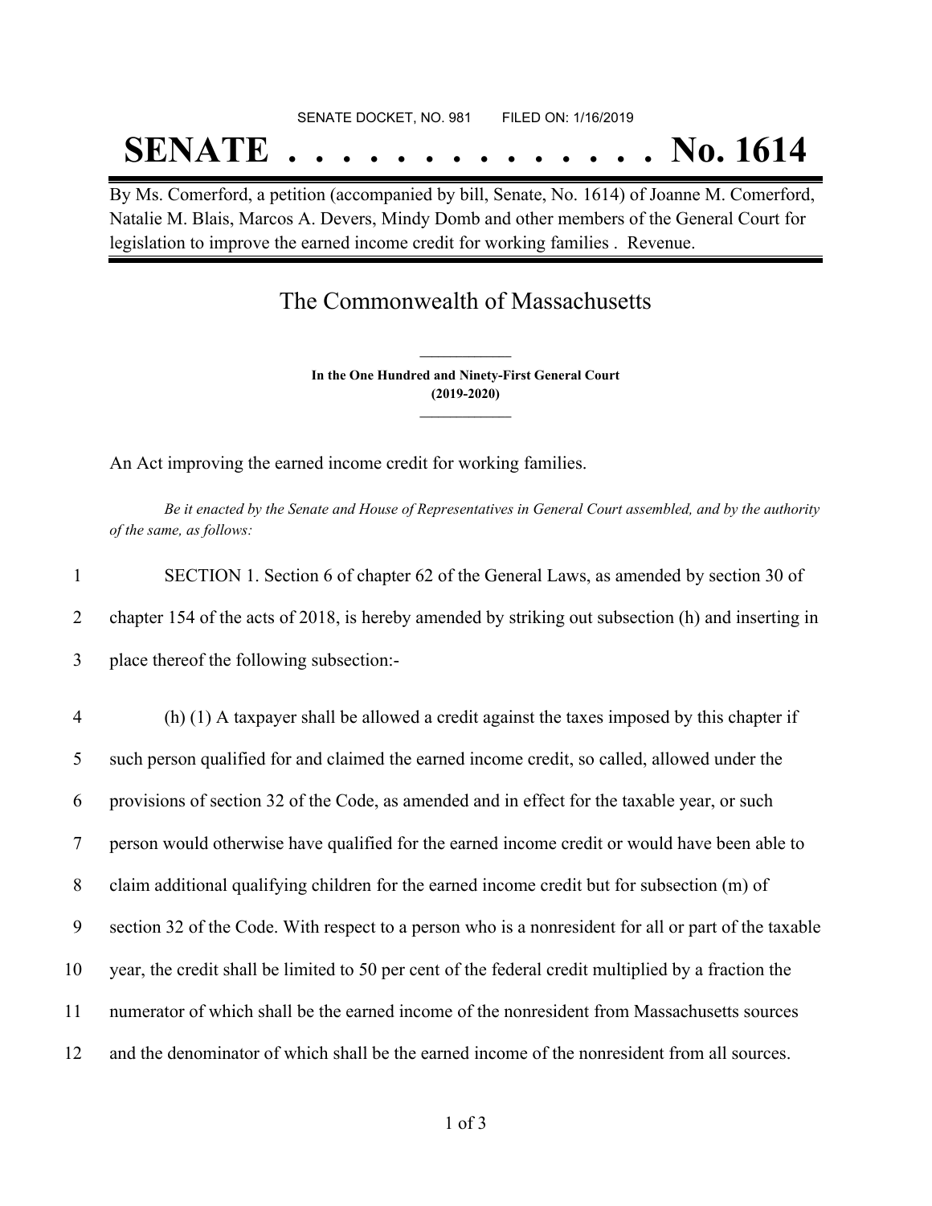SENATE DOCKET, NO. 981 FILED ON: 1/16/2019

# SENATE . . . . . . . . . . . . . . No. 1614

By Ms. Comerford, a petition (accompanied by bill, Senate, No. 1614) of Joanne M. Comerford, Natalie M. Blais, Marcos A. Devers, Mindy Domb and other members of the General Court for legislation to improve the earned income credit for working families . Revenue.

## The Commonwealth of Massachusetts

**In the One Hundred and Ninety-First General Court**
**(2019-2020)**

An Act improving the earned income credit for working families.

*Be it enacted by the Senate and House of Representatives in General Court assembled, and by the authority of the same, as follows:*

1 SECTION 1. Section 6 of chapter 62 of the General Laws, as amended by section 30 of
2 chapter 154 of the acts of 2018, is hereby amended by striking out subsection (h) and inserting in
3 place thereof the following subsection:-

4 (h) (1) A taxpayer shall be allowed a credit against the taxes imposed by this chapter if
5 such person qualified for and claimed the earned income credit, so called, allowed under the
6 provisions of section 32 of the Code, as amended and in effect for the taxable year, or such
7 person would otherwise have qualified for the earned income credit or would have been able to
8 claim additional qualifying children for the earned income credit but for subsection (m) of
9 section 32 of the Code. With respect to a person who is a nonresident for all or part of the taxable
10 year, the credit shall be limited to 50 per cent of the federal credit multiplied by a fraction the
11 numerator of which shall be the earned income of the nonresident from Massachusetts sources
12 and the denominator of which shall be the earned income of the nonresident from all sources.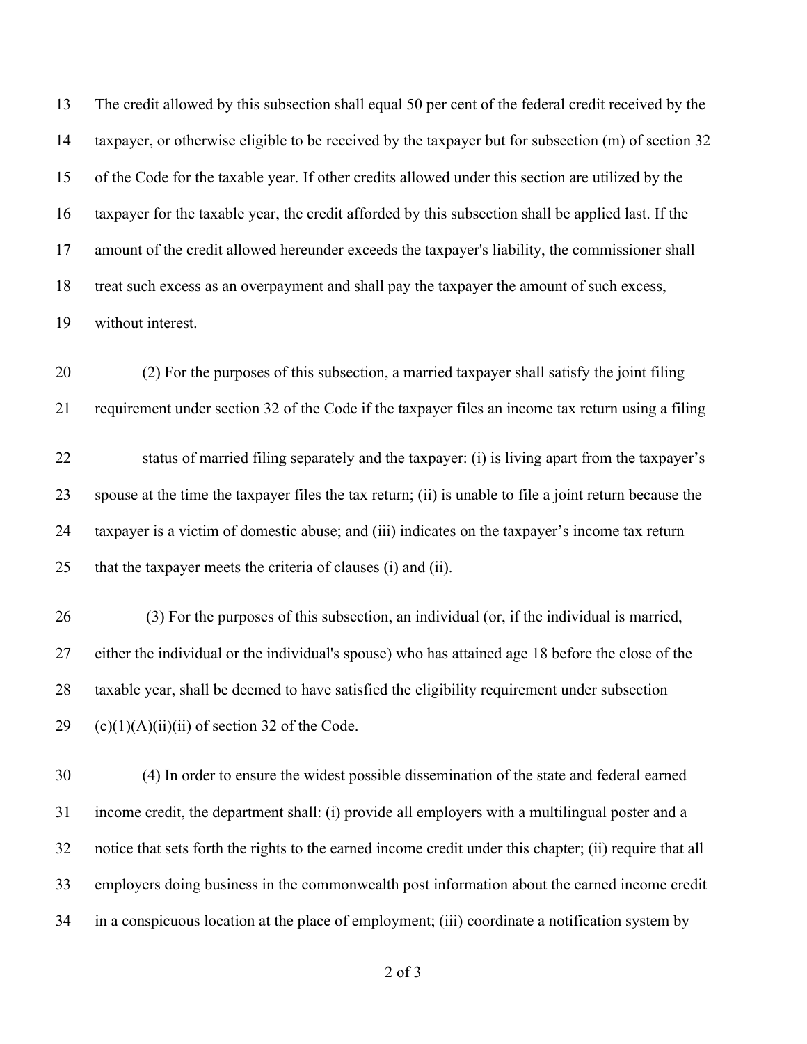The credit allowed by this subsection shall equal 50 per cent of the federal credit received by the taxpayer, or otherwise eligible to be received by the taxpayer but for subsection (m) of section 32 of the Code for the taxable year. If other credits allowed under this section are utilized by the taxpayer for the taxable year, the credit afforded by this subsection shall be applied last. If the amount of the credit allowed hereunder exceeds the taxpayer's liability, the commissioner shall treat such excess as an overpayment and shall pay the taxpayer the amount of such excess, without interest.

(2) For the purposes of this subsection, a married taxpayer shall satisfy the joint filing requirement under section 32 of the Code if the taxpayer files an income tax return using a filing status of married filing separately and the taxpayer: (i) is living apart from the taxpayer's spouse at the time the taxpayer files the tax return; (ii) is unable to file a joint return because the taxpayer is a victim of domestic abuse; and (iii) indicates on the taxpayer's income tax return that the taxpayer meets the criteria of clauses (i) and (ii).

(3) For the purposes of this subsection, an individual (or, if the individual is married, either the individual or the individual's spouse) who has attained age 18 before the close of the taxable year, shall be deemed to have satisfied the eligibility requirement under subsection (c)(1)(A)(ii)(ii) of section 32 of the Code.

(4) In order to ensure the widest possible dissemination of the state and federal earned income credit, the department shall: (i) provide all employers with a multilingual poster and a notice that sets forth the rights to the earned income credit under this chapter; (ii) require that all employers doing business in the commonwealth post information about the earned income credit in a conspicuous location at the place of employment; (iii) coordinate a notification system by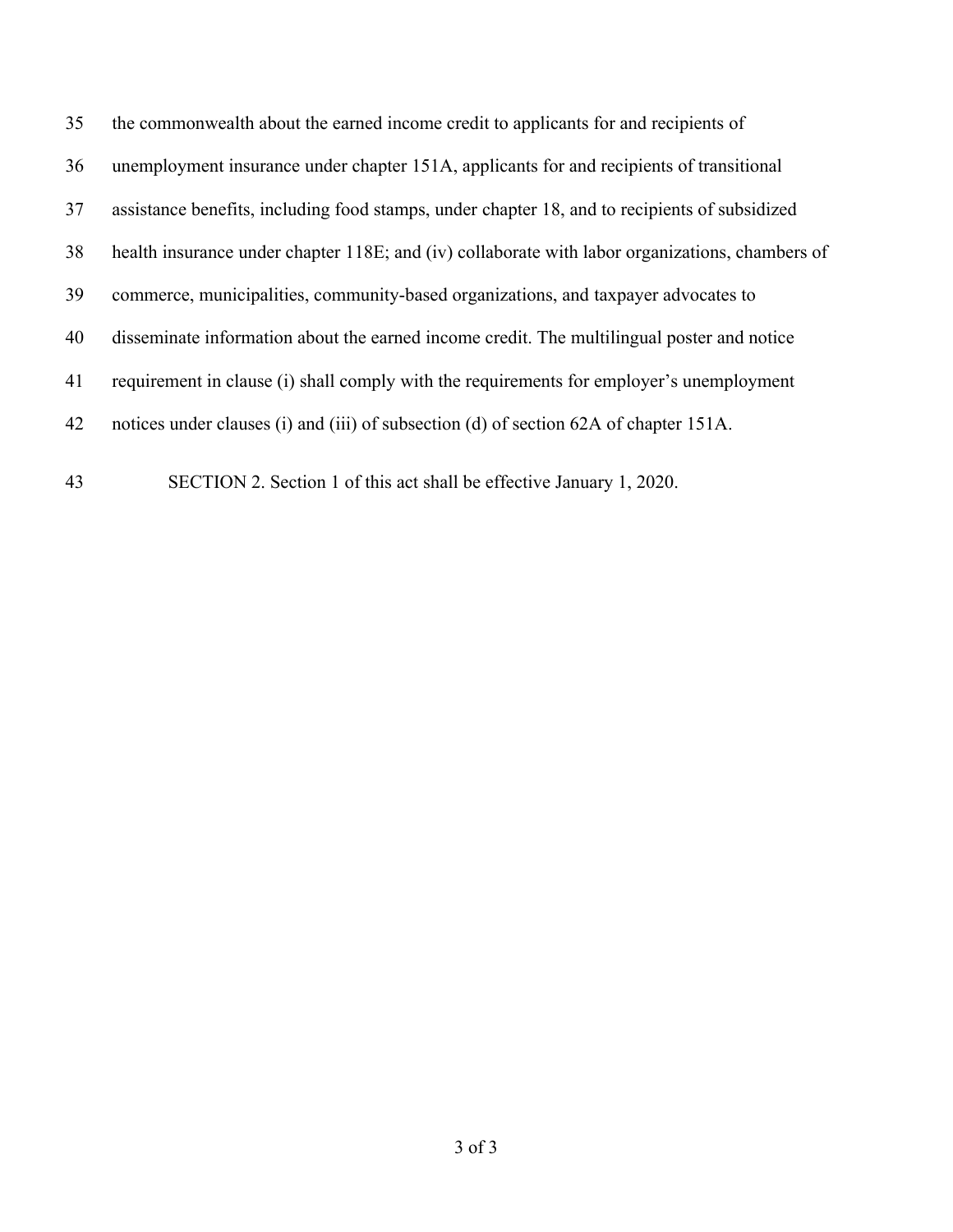the commonwealth about the earned income credit to applicants for and recipients of unemployment insurance under chapter 151A, applicants for and recipients of transitional assistance benefits, including food stamps, under chapter 18, and to recipients of subsidized health insurance under chapter 118E; and (iv) collaborate with labor organizations, chambers of commerce, municipalities, community-based organizations, and taxpayer advocates to disseminate information about the earned income credit. The multilingual poster and notice requirement in clause (i) shall comply with the requirements for employer's unemployment notices under clauses (i) and (iii) of subsection (d) of section 62A of chapter 151A.

SECTION 2. Section 1 of this act shall be effective January 1, 2020.